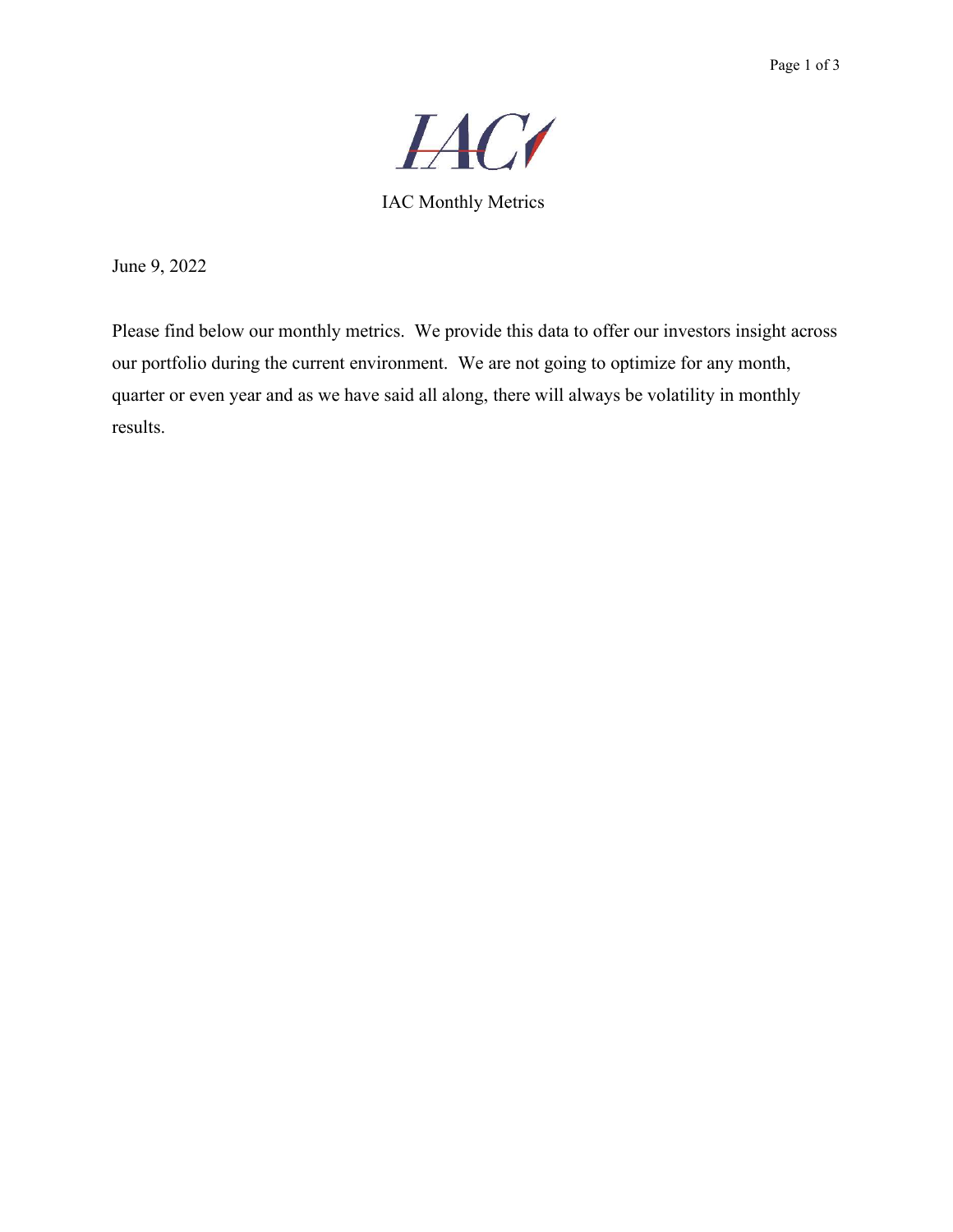# IAC Monthly Metrics

June 9, 2022

Please find below our monthly metrics. We provide this data to offer our investors insight across our portfolio during the current environment. We are not going to optimize for any month, quarter or even year and as we have said all along, there will always be volatility in monthly results.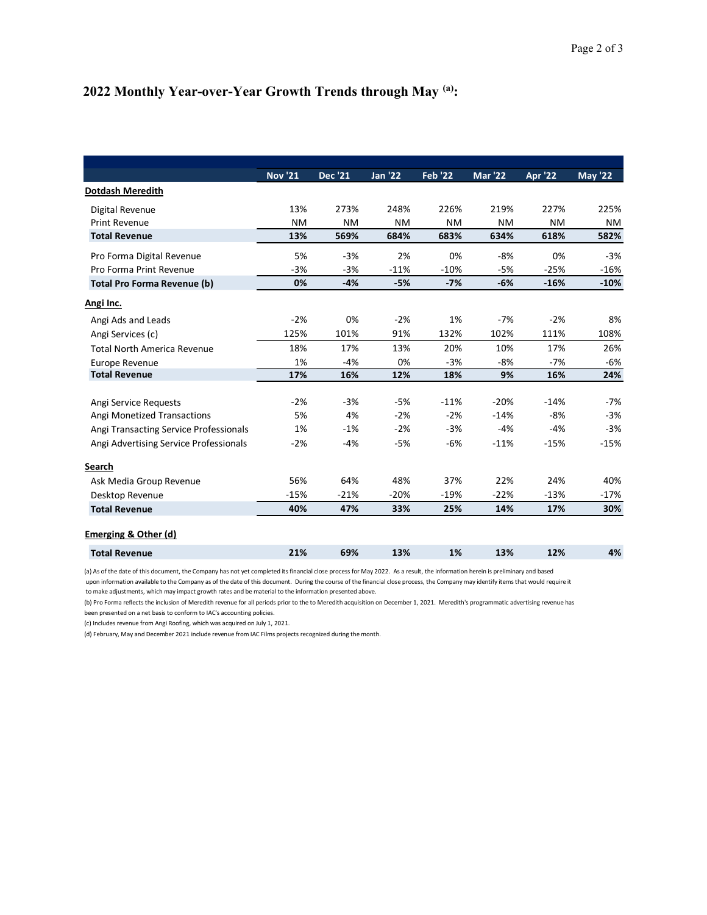## 2022 Monthly Year-over-Year Growth Trends through May [(a)]:

| | Nov '21 | Dec '21 | Jan '22 | Feb '22 | Mar '22 | Apr '22 | May '22 |
|---|---|---|---|---|---|---|---|
| **Dotdash Meredith** | | | | | | | |
| Digital Revenue | 13% | 273% | 248% | 226% | 219% | 227% | 225% |
| Print Revenue | NM | NM | NM | NM | NM | NM | NM |
| **Total Revenue** | **13%** | **569%** | **684%** | **683%** | **634%** | **618%** | **582%** |
| Pro Forma Digital Revenue | 5% | -3% | 2% | 0% | -8% | 0% | -3% |
| Pro Forma Print Revenue | -3% | -3% | -11% | -10% | -5% | -25% | -16% |
| **Total Pro Forma Revenue (b)** | **0%** | **-4%** | **-5%** | **-7%** | **-6%** | **-16%** | **-10%** |
| **Angi Inc.** | | | | | | | |
| Angi Ads and Leads | -2% | 0% | -2% | 1% | -7% | -2% | 8% |
| Angi Services (c) | 125% | 101% | 91% | 132% | 102% | 111% | 108% |
| Total North America Revenue | 18% | 17% | 13% | 20% | 10% | 17% | 26% |
| Europe Revenue | 1% | -4% | 0% | -3% | -8% | -7% | -6% |
| **Total Revenue** | **17%** | **16%** | **12%** | **18%** | **9%** | **16%** | **24%** |
| Angi Service Requests | -2% | -3% | -5% | -11% | -20% | -14% | -7% |
| Angi Monetized Transactions | 5% | 4% | -2% | -2% | -14% | -8% | -3% |
| Angi Transacting Service Professionals | 1% | -1% | -2% | -3% | -4% | -4% | -3% |
| Angi Advertising Service Professionals | -2% | -4% | -5% | -6% | -11% | -15% | -15% |
| **Search** | | | | | | | |
| Ask Media Group Revenue | 56% | 64% | 48% | 37% | 22% | 24% | 40% |
| Desktop Revenue | -15% | -21% | -20% | -19% | -22% | -13% | -17% |
| **Total Revenue** | **40%** | **47%** | **33%** | **25%** | **14%** | **17%** | **30%** |
| **Emerging & Other (d)** | | | | | | | |
| **Total Revenue** | **21%** | **69%** | **13%** | **1%** | **13%** | **12%** | **4%** |

(a) As of the date of this document, the Company has not yet completed its financial close process for May 2022. As a result, the information herein is preliminary and based upon information available to the Company as of the date of this document. During the course of the financial close process, the Company may identify items that would require it to make adjustments, which may impact growth rates and be material to the information presented above.

(b) Pro Forma reflects the inclusion of Meredith revenue for all periods prior to the to Meredith acquisition on December 1, 2021. Meredith's programmatic advertising revenue has been presented on a net basis to conform to IAC's accounting policies.

(c) Includes revenue from Angi Roofing, which was acquired on July 1, 2021.

(d) February, May and December 2021 include revenue from IAC Films projects recognized during the month.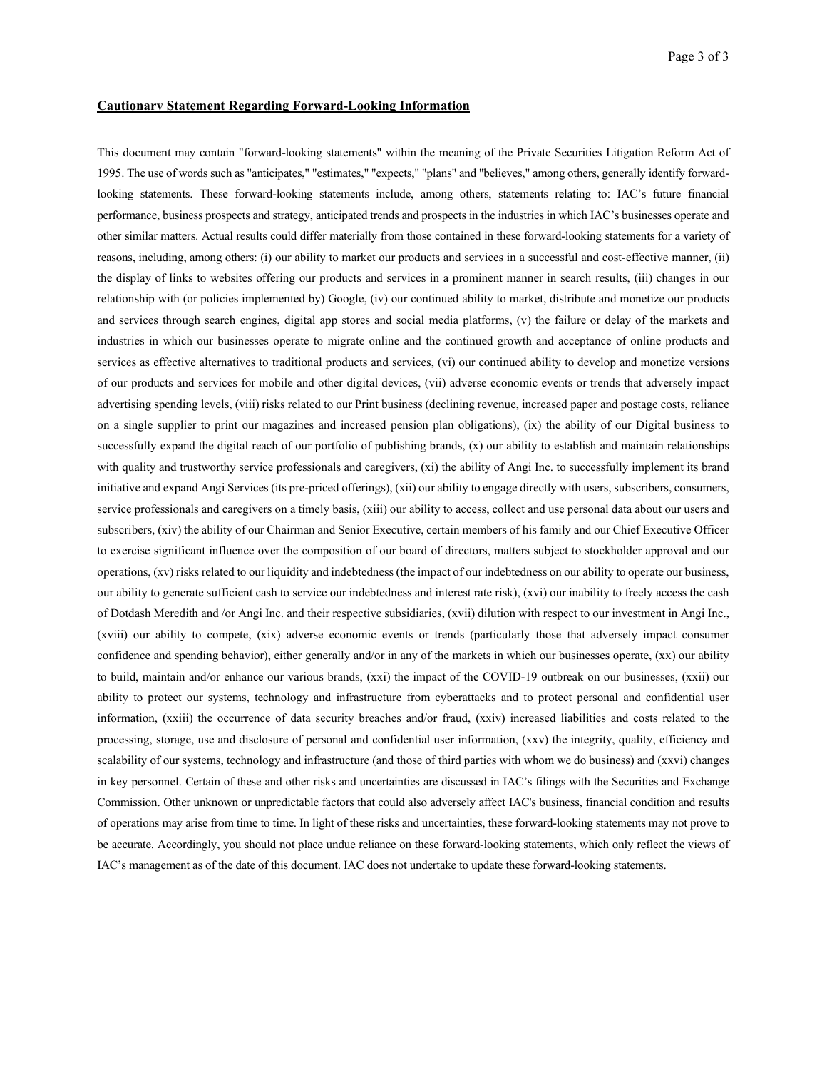## Cautionary Statement Regarding Forward-Looking Information

This document may contain "forward-looking statements" within the meaning of the Private Securities Litigation Reform Act of 1995. The use of words such as "anticipates," "estimates," "expects," "plans" and "believes," among others, generally identify forward-looking statements. These forward-looking statements include, among others, statements relating to: IAC's future financial performance, business prospects and strategy, anticipated trends and prospects in the industries in which IAC's businesses operate and other similar matters. Actual results could differ materially from those contained in these forward-looking statements for a variety of reasons, including, among others: (i) our ability to market our products and services in a successful and cost-effective manner, (ii) the display of links to websites offering our products and services in a prominent manner in search results, (iii) changes in our relationship with (or policies implemented by) Google, (iv) our continued ability to market, distribute and monetize our products and services through search engines, digital app stores and social media platforms, (v) the failure or delay of the markets and industries in which our businesses operate to migrate online and the continued growth and acceptance of online products and services as effective alternatives to traditional products and services, (vi) our continued ability to develop and monetize versions of our products and services for mobile and other digital devices, (vii) adverse economic events or trends that adversely impact advertising spending levels, (viii) risks related to our Print business (declining revenue, increased paper and postage costs, reliance on a single supplier to print our magazines and increased pension plan obligations), (ix) the ability of our Digital business to successfully expand the digital reach of our portfolio of publishing brands, (x) our ability to establish and maintain relationships with quality and trustworthy service professionals and caregivers, (xi) the ability of Angi Inc. to successfully implement its brand initiative and expand Angi Services (its pre-priced offerings), (xii) our ability to engage directly with users, subscribers, consumers, service professionals and caregivers on a timely basis, (xiii) our ability to access, collect and use personal data about our users and subscribers, (xiv) the ability of our Chairman and Senior Executive, certain members of his family and our Chief Executive Officer to exercise significant influence over the composition of our board of directors, matters subject to stockholder approval and our operations, (xv) risks related to our liquidity and indebtedness (the impact of our indebtedness on our ability to operate our business, our ability to generate sufficient cash to service our indebtedness and interest rate risk), (xvi) our inability to freely access the cash of Dotdash Meredith and /or Angi Inc. and their respective subsidiaries, (xvii) dilution with respect to our investment in Angi Inc., (xviii) our ability to compete, (xix) adverse economic events or trends (particularly those that adversely impact consumer confidence and spending behavior), either generally and/or in any of the markets in which our businesses operate, (xx) our ability to build, maintain and/or enhance our various brands, (xxi) the impact of the COVID-19 outbreak on our businesses, (xxii) our ability to protect our systems, technology and infrastructure from cyberattacks and to protect personal and confidential user information, (xxiii) the occurrence of data security breaches and/or fraud, (xxiv) increased liabilities and costs related to the processing, storage, use and disclosure of personal and confidential user information, (xxv) the integrity, quality, efficiency and scalability of our systems, technology and infrastructure (and those of third parties with whom we do business) and (xxvi) changes in key personnel. Certain of these and other risks and uncertainties are discussed in IAC's filings with the Securities and Exchange Commission. Other unknown or unpredictable factors that could also adversely affect IAC's business, financial condition and results of operations may arise from time to time. In light of these risks and uncertainties, these forward-looking statements may not prove to be accurate. Accordingly, you should not place undue reliance on these forward-looking statements, which only reflect the views of IAC's management as of the date of this document. IAC does not undertake to update these forward-looking statements.